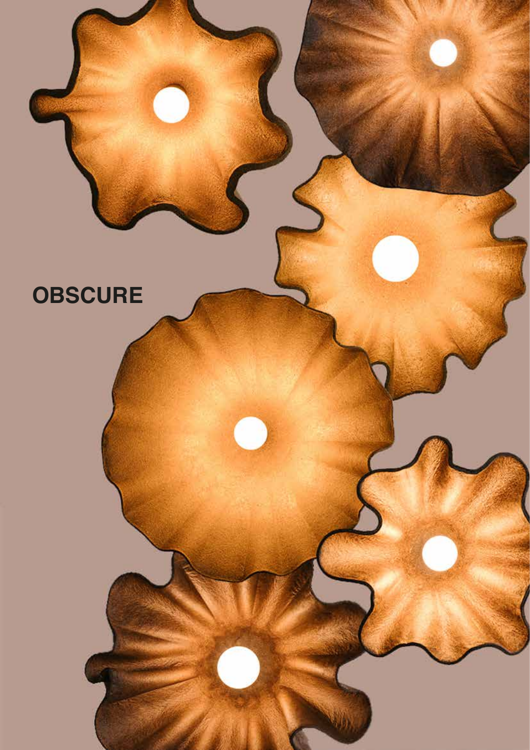# OBSCURE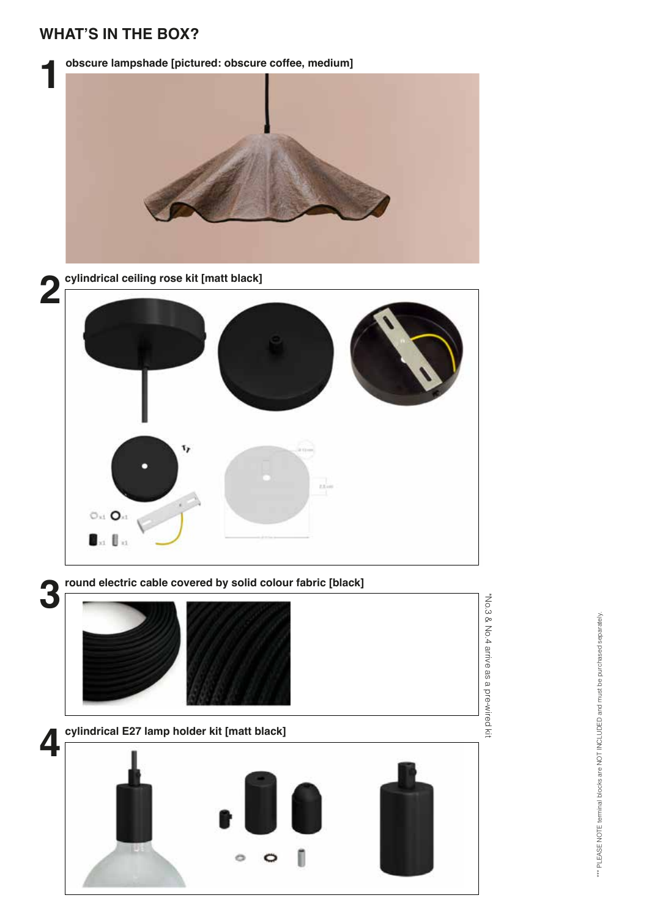## WHAT'S IN THE BOX?

**1** **obscure lampshade [pictured: obscure coffee, medium]**

**2** **cylindrical ceiling rose kit [matt black]**

**3** **round electric cable covered by solid colour fabric [black]**

**4** **cylindrical E27 lamp holder kit [matt black]**

*No.3 & No.4 arrive as a pre-wired kit

*** PLEASE NOTE terminal blocks are NOT INCLUDED and must be purchased separately.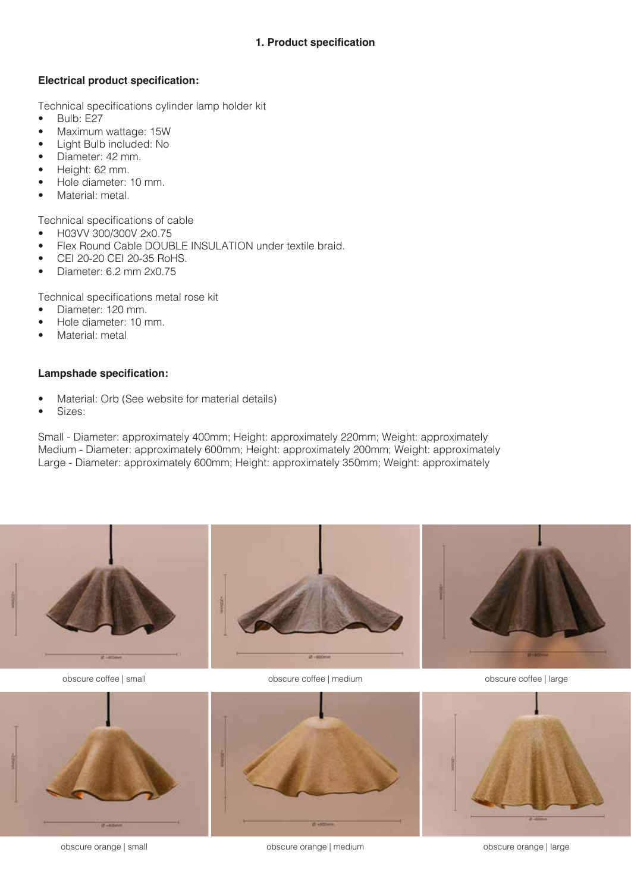## 1. Product specification

### Electrical product specification:

Technical specifications cylinder lamp holder kit

- Bulb: E27
- Maximum wattage: 15W
- Light Bulb included: No
- Diameter: 42 mm.
- Height: 62 mm.
- Hole diameter: 10 mm.
- Material: metal.

Technical specifications of cable

- H03VV 300/300V 2x0.75
- Flex Round Cable DOUBLE INSULATION under textile braid.
- CEI 20-20 CEI 20-35 RoHS.
- Diameter: 6.2 mm 2x0.75

Technical specifications metal rose kit

- Diameter: 120 mm.
- Hole diameter: 10 mm.
- Material: metal

### Lampshade specification:

- Material: Orb (See website for material details)
- Sizes:

Small - Diameter: approximately 400mm; Height: approximately 220mm; Weight: approximately
Medium - Diameter: approximately 600mm; Height: approximately 200mm; Weight: approximately
Large - Diameter: approximately 600mm; Height: approximately 350mm; Weight: approximately

obscure coffee | small

obscure coffee | medium

obscure coffee | large

obscure orange | small

obscure orange | medium

obscure orange | large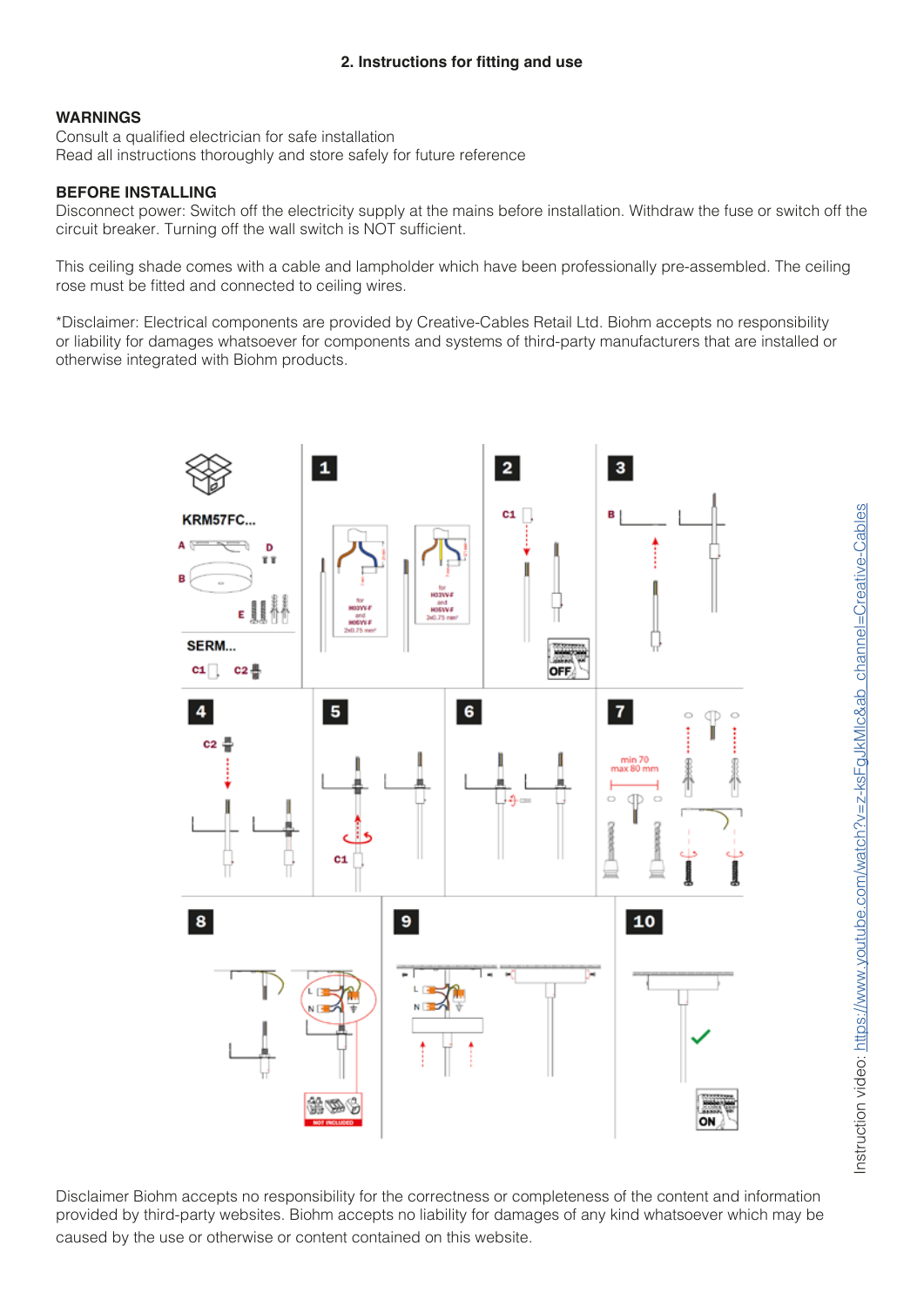## 2. Instructions for fitting and use

**WARNINGS**
Consult a qualified electrician for safe installation
Read all instructions thoroughly and store safely for future reference

**BEFORE INSTALLING**
Disconnect power: Switch off the electricity supply at the mains before installation. Withdraw the fuse or switch off the circuit breaker. Turning off the wall switch is NOT sufficient.

This ceiling shade comes with a cable and lampholder which have been professionally pre-assembled. The ceiling rose must be fitted and connected to ceiling wires.

*Disclaimer: Electrical components are provided by Creative-Cables Retail Ltd. Biohm accepts no responsibility or liability for damages whatsoever for components and systems of third-party manufacturers that are installed or otherwise integrated with Biohm products.

Instruction video: https://www.youtube.com/watch?v=z-ksFgJkMIc&ab_channel=Creative-Cables

Disclaimer Biohm accepts no responsibility for the correctness or completeness of the content and information provided by third-party websites. Biohm accepts no liability for damages of any kind whatsoever which may be caused by the use or otherwise or content contained on this website.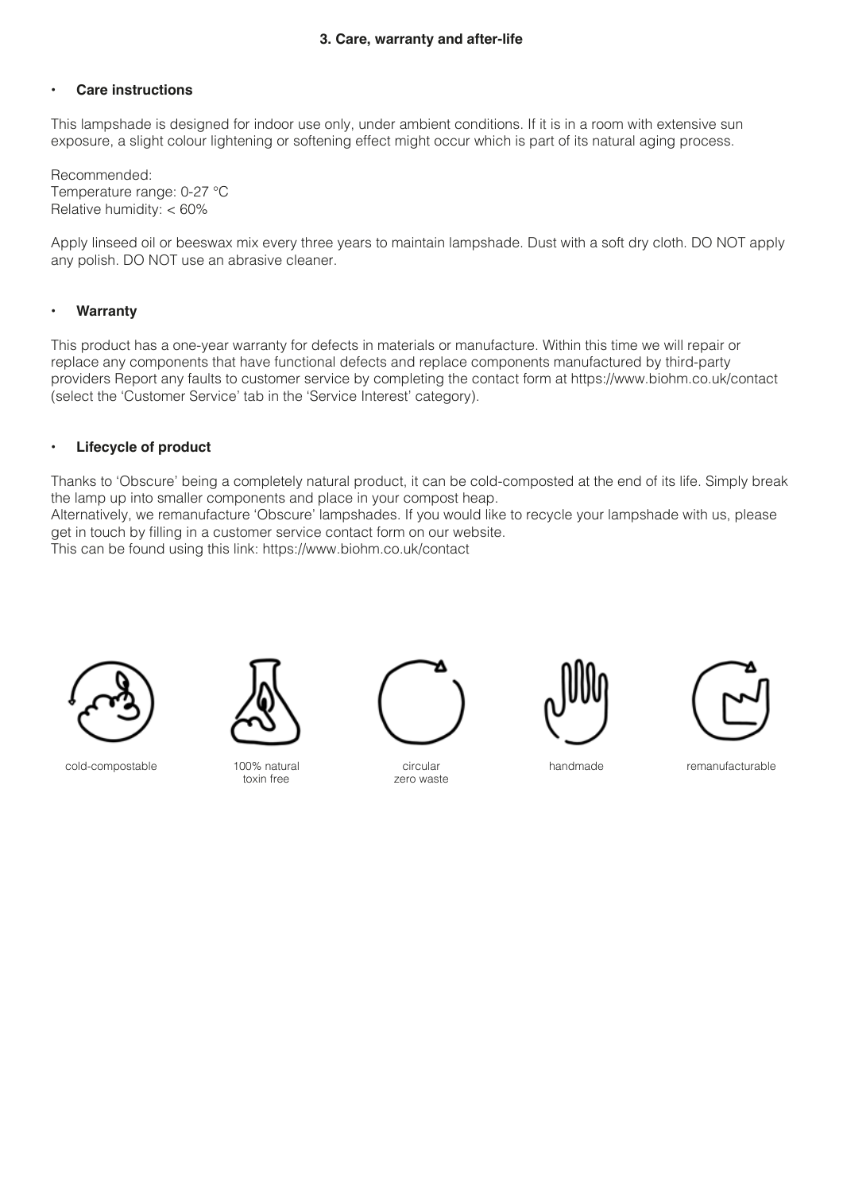### 3. Care, warranty and after-life

- **Care instructions**

This lampshade is designed for indoor use only, under ambient conditions. If it is in a room with extensive sun exposure, a slight colour lightening or softening effect might occur which is part of its natural aging process.

Recommended:
Temperature range: 0-27 °C
Relative humidity: < 60%

Apply linseed oil or beeswax mix every three years to maintain lampshade. Dust with a soft dry cloth. DO NOT apply any polish. DO NOT use an abrasive cleaner.

- **Warranty**

This product has a one-year warranty for defects in materials or manufacture. Within this time we will repair or replace any components that have functional defects and replace components manufactured by third-party providers Report any faults to customer service by completing the contact form at https://www.biohm.co.uk/contact (select the 'Customer Service' tab in the 'Service Interest' category).

- **Lifecycle of product**

Thanks to 'Obscure' being a completely natural product, it can be cold-composted at the end of its life. Simply break the lamp up into smaller components and place in your compost heap.
Alternatively, we remanufacture 'Obscure' lampshades. If you would like to recycle your lampshade with us, please get in touch by filling in a customer service contact form on our website.
This can be found using this link: https://www.biohm.co.uk/contact

cold-compostable

100% natural
toxin free

circular
zero waste

handmade

remanufacturable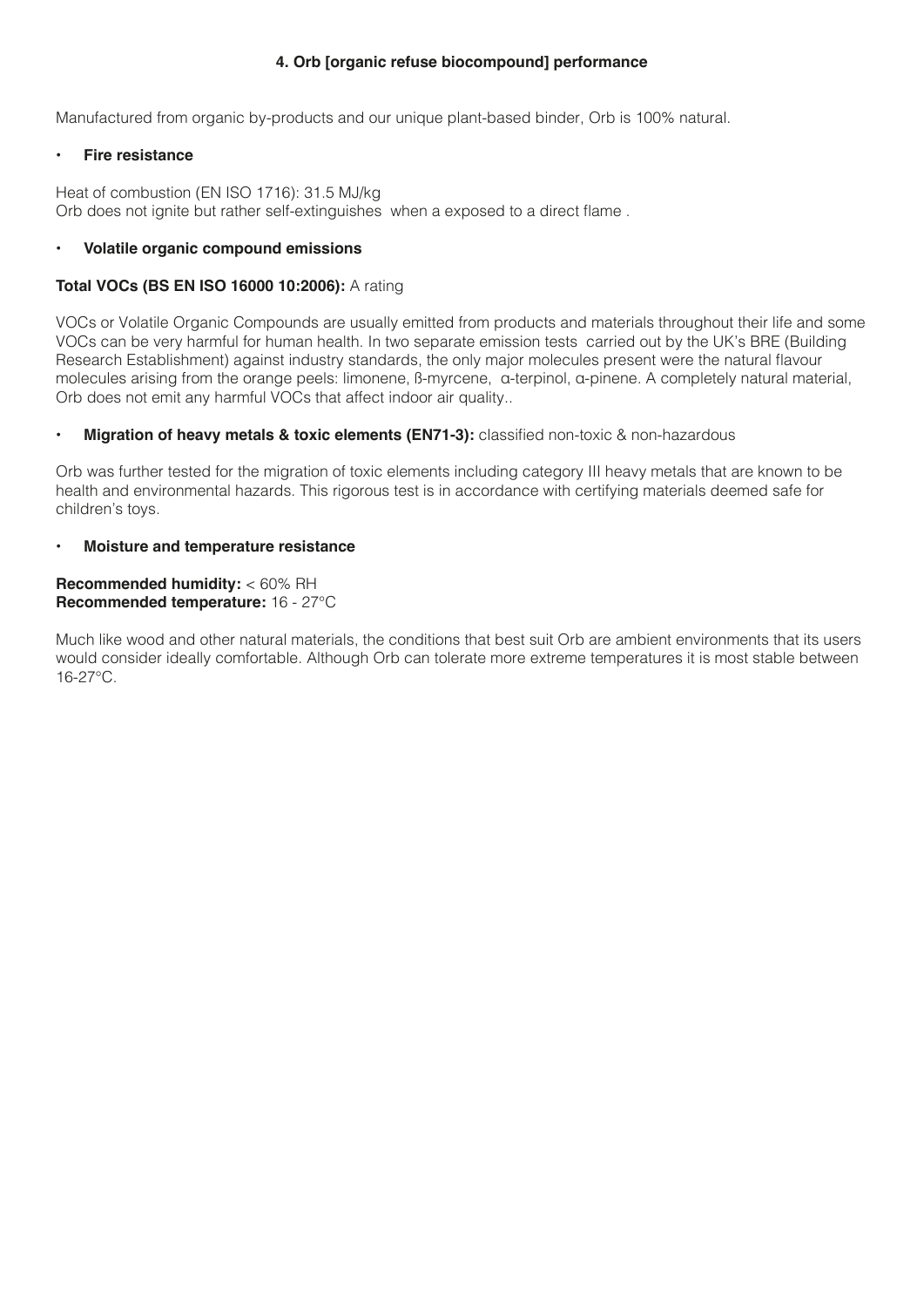### 4. Orb [organic refuse biocompound] performance

Manufactured from organic by-products and our unique plant-based binder, Orb is 100% natural.

- **Fire resistance**

Heat of combustion (EN ISO 1716): 31.5 MJ/kg
Orb does not ignite but rather self-extinguishes when a exposed to a direct flame .

- **Volatile organic compound emissions**

**Total VOCs (BS EN ISO 16000 10:2006):** A rating

VOCs or Volatile Organic Compounds are usually emitted from products and materials throughout their life and some VOCs can be very harmful for human health. In two separate emission tests carried out by the UK's BRE (Building Research Establishment) against industry standards, the only major molecules present were the natural flavour molecules arising from the orange peels: limonene, ß-myrcene, α-terpinol, α-pinene. A completely natural material, Orb does not emit any harmful VOCs that affect indoor air quality..

- **Migration of heavy metals & toxic elements (EN71-3):** classified non-toxic & non-hazardous

Orb was further tested for the migration of toxic elements including category III heavy metals that are known to be health and environmental hazards. This rigorous test is in accordance with certifying materials deemed safe for children's toys.

- **Moisture and temperature resistance**

**Recommended humidity:** < 60% RH
**Recommended temperature:** 16 - 27°C

Much like wood and other natural materials, the conditions that best suit Orb are ambient environments that its users would consider ideally comfortable. Although Orb can tolerate more extreme temperatures it is most stable between 16-27°C.